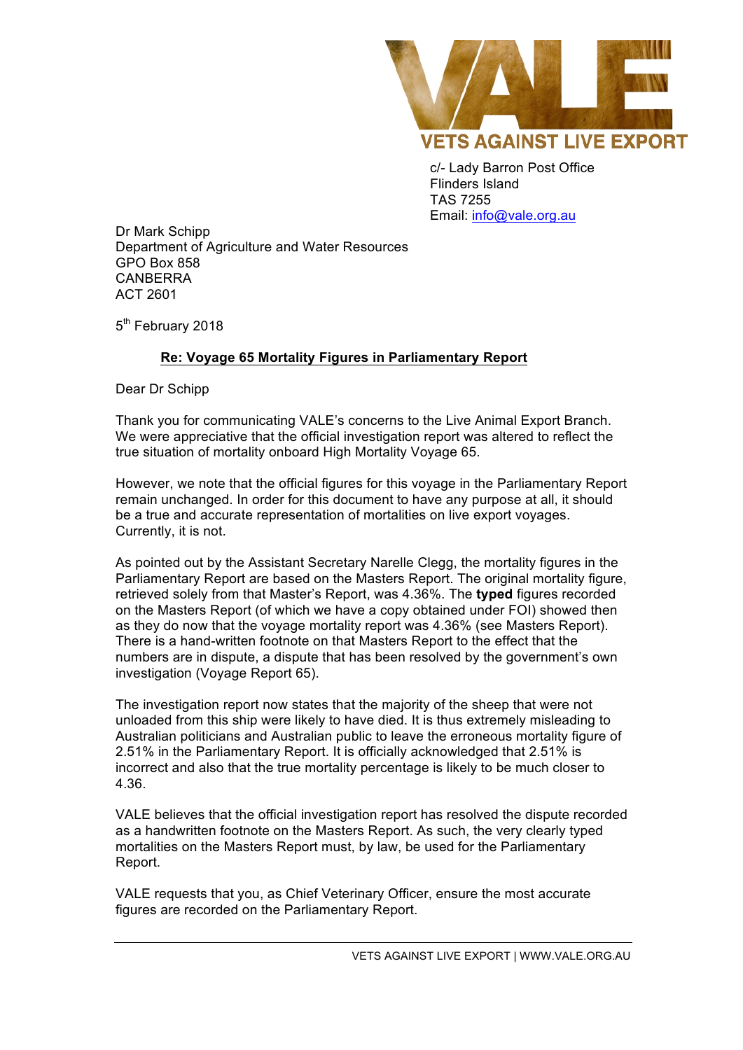VALE

VETS AGAINST LIVE EXPORT

c/- Lady Barron Post Office
Flinders Island
TAS 7255
Email: info@vale.org.au

Dr Mark Schipp
Department of Agriculture and Water Resources
GPO Box 858
CANBERRA
ACT 2601

5th February 2018

**Re: Voyage 65 Mortality Figures in Parliamentary Report**

Dear Dr Schipp

Thank you for communicating VALE's concerns to the Live Animal Export Branch. We were appreciative that the official investigation report was altered to reflect the true situation of mortality onboard High Mortality Voyage 65.

However, we note that the official figures for this voyage in the Parliamentary Report remain unchanged. In order for this document to have any purpose at all, it should be a true and accurate representation of mortalities on live export voyages. Currently, it is not.

As pointed out by the Assistant Secretary Narelle Clegg, the mortality figures in the Parliamentary Report are based on the Masters Report. The original mortality figure, retrieved solely from that Master's Report, was 4.36%. The **typed** figures recorded on the Masters Report (of which we have a copy obtained under FOI) showed then as they do now that the voyage mortality report was 4.36% (see Masters Report). There is a hand-written footnote on that Masters Report to the effect that the numbers are in dispute, a dispute that has been resolved by the government's own investigation (Voyage Report 65).

The investigation report now states that the majority of the sheep that were not unloaded from this ship were likely to have died. It is thus extremely misleading to Australian politicians and Australian public to leave the erroneous mortality figure of 2.51% in the Parliamentary Report. It is officially acknowledged that 2.51% is incorrect and also that the true mortality percentage is likely to be much closer to 4.36.

VALE believes that the official investigation report has resolved the dispute recorded as a handwritten footnote on the Masters Report. As such, the very clearly typed mortalities on the Masters Report must, by law, be used for the Parliamentary Report.

VALE requests that you, as Chief Veterinary Officer, ensure the most accurate figures are recorded on the Parliamentary Report.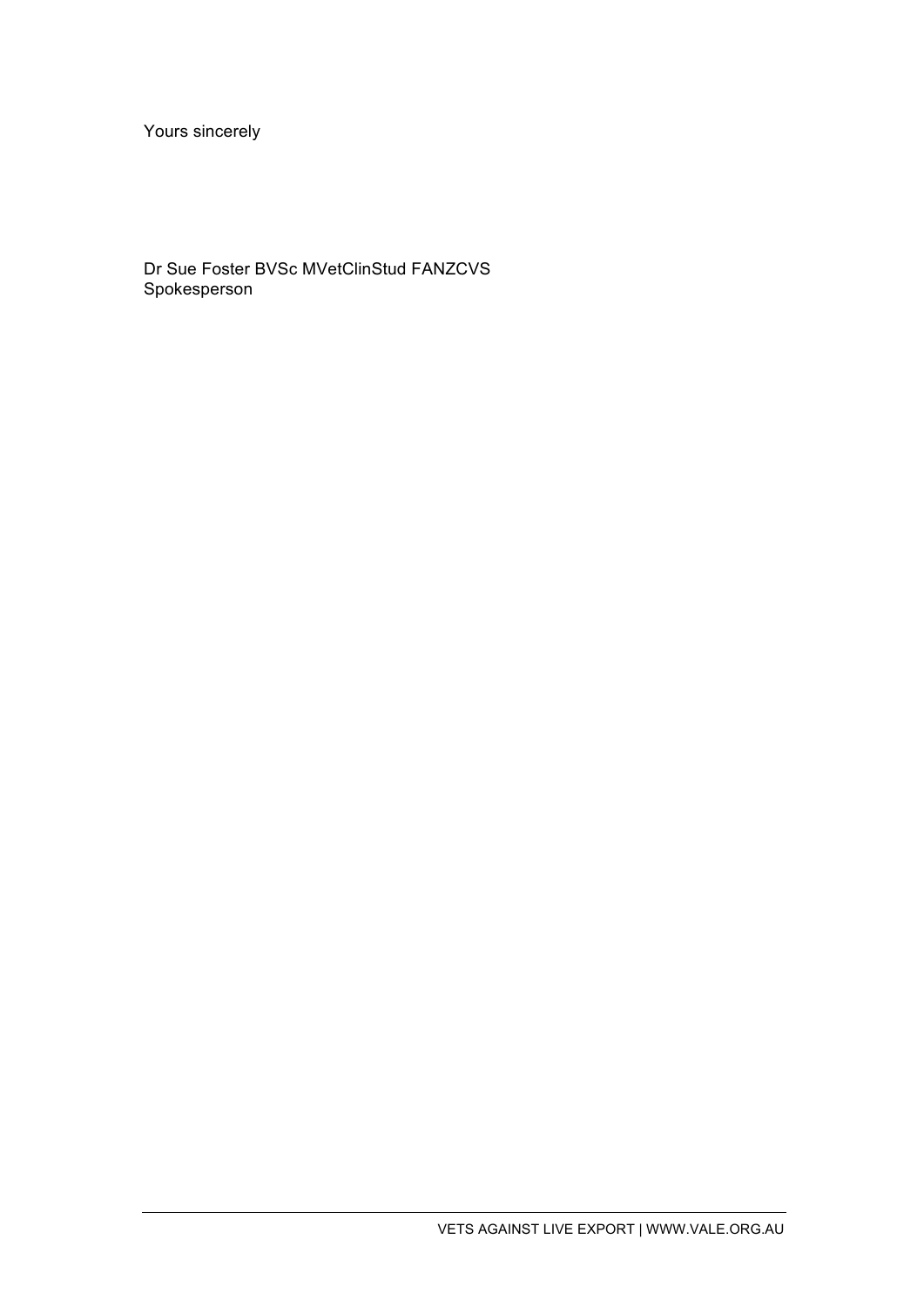Yours sincerely

Dr Sue Foster BVSc MVetClinStud FANZCVS
Spokesperson